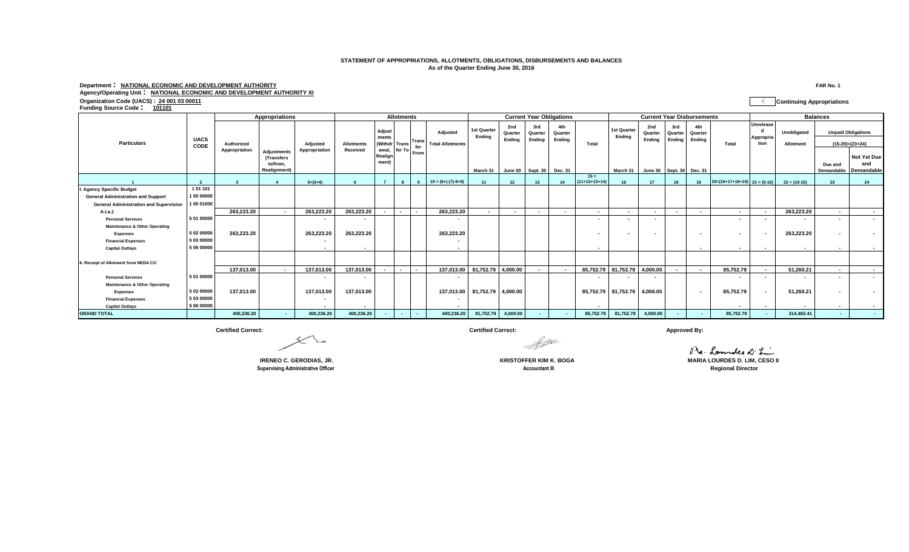# STATEMENT OF APPROPRIATIONS, ALLOTMENTS, OBLIGATIONS, DISBURSEMENTS AND BALANCES
As of the Quarter Ending June 30, 2016

**Department :** NATIONAL ECONOMIC AND DEVELOPMENT AUTHORITY

**Agency/Operating Unit :** NATIONAL ECONOMIC AND DEVELOPMENT AUTHORITY XI

**Organization Code (UACS) :** 24 001 03 00011

**Funding Source Code :** 101101

FAR No. 1

√ Continuing Appropriations

| Particulars | UACS CODE | Appropriations | | | Allotments | | | | | Current Year Obligations | | | | | Current Year Disbursements | | | | | Balances | | | |
|---|---|---|---|---|---|---|---|---|---|---|---|---|---|---|---|---|---|---|---|---|---|---|---|
| | | Authorized Appropriation | Adjustments (Transfers to/from, Realignment) | Adjusted Appropriation | Allotments Received | Adjustments (Withdrawal, Realignment) | Transfer To | Transfer From | Adjusted Total Allotments | 1st Quarter Ending March 31 | 2nd Quarter Ending June 30 | 3rd Quarter Ending Sept. 30 | 4th Quarter Ending Dec. 31 | Total | 1st Quarter Ending March 31 | 2nd Quarter Ending June 30 | 3rd Quarter Ending Sept. 30 | 4th Quarter Ending Dec. 31 | Total | Unreleased Appropriation | Unobligated Allotment | Unpaid Obligations (15-20)=(23+24) Due and Demandable | Unpaid Obligations (15-20)=(23+24) Not Yet Due and Demandable |
| 1 | 2 | 3 | 4 | 5=(3+4) | 6 | 7 | 8 | 9 | 10 = (6+(-)7)-8+9) | 11 | 12 | 13 | 14 | 15 = (11+12+13+14) | 16 | 17 | 18 | 19 | 20=(16+17+18+19) | 21 = (5-10) | 22 = (10-15) | 23 | 24 |
| I. Agency Specific Budget | 1 01 101 | | | | | | | | | | | | | | | | | | | | | | |
| General Administration and Support | 1 00 00000 | | | | | | | | | | | | | | | | | | | | | | |
| General Administration and Supervision | 1 00 01000 | | | | | | | | | | | | | | | | | | | | | | |
| A.I.a.1 | | 263,223.20 | - | 263,223.20 | 263,223.20 | - | - | - | 263,223.20 | - | - | - | - | - | - | - | - | - | - | - | 263,223.20 | - | - |
| Personal Services | 5 01 00000 | | | - | - | | | | - | | | | | - | - | - | | | - | - | - | - | - |
| Maintenance & Other Operating Expenses | 5 02 00000 | 263,223.20 | | 263,223.20 | 263,223.20 | | | | 263,223.20 | | | | | - | - | - | | - | - | - | 263,223.20 | - | - |
| Financial Expenses | 5 03 00000 | | | - | | | | | - | | | | | | | | | | | | | | |
| Capital Outlays | 5 06 00000 | | | - | - | | | | - | | | | | - | | | | - | - | - | - | - | - |
| II. Receipt of Allotment from NEDA CO | | | | | | | | | | | | | | | | | | | | | | | |
| | | 137,013.00 | - | 137,013.00 | 137,013.00 | - | - | - | 137,013.00 | 81,752.79 | 4,000.00 | - | - | 85,752.79 | 81,752.79 | 4,000.00 | - | - | 85,752.79 | - | 51,260.21 | - | - |
| Personal Services | 5 01 00000 | | | - | - | | | | - | | | | | - | - | - | | | - | - | - | - | - |
| Maintenance & Other Operating Expenses | 5 02 00000 | 137,013.00 | | 137,013.00 | 137,013.00 | | | | 137,013.00 | 81,752.79 | 4,000.00 | | | 85,752.79 | 81,752.79 | 4,000.00 | | - | 85,752.79 | - | 51,260.21 | - | - |
| Financial Expenses | 5 03 00000 | | | - | | | | | - | | | | | | | | | | | | | | |
| Capital Outlays | 5 06 00000 | | | - | - | | | | - | | | | | - | | | | | - | - | - | - | - |
| GRAND TOTAL | | 400,236.20 | - | 400,236.20 | 400,236.20 | - | - | - | 400,236.20 | 81,752.79 | 4,000.00 | - | - | 85,752.79 | 81,752.79 | 4,000.00 | - | - | 85,752.79 | - | 314,483.41 | - | - |

Certified Correct:

**IRENEO C. GERODIAS, JR.**
Supervising Administrative Officer

Certified Correct:

**KRISTOFFER KIM K. BOGA**
Accountant III

Approved By:

**MARIA LOURDES D. LIM, CESO II**
Regional Director